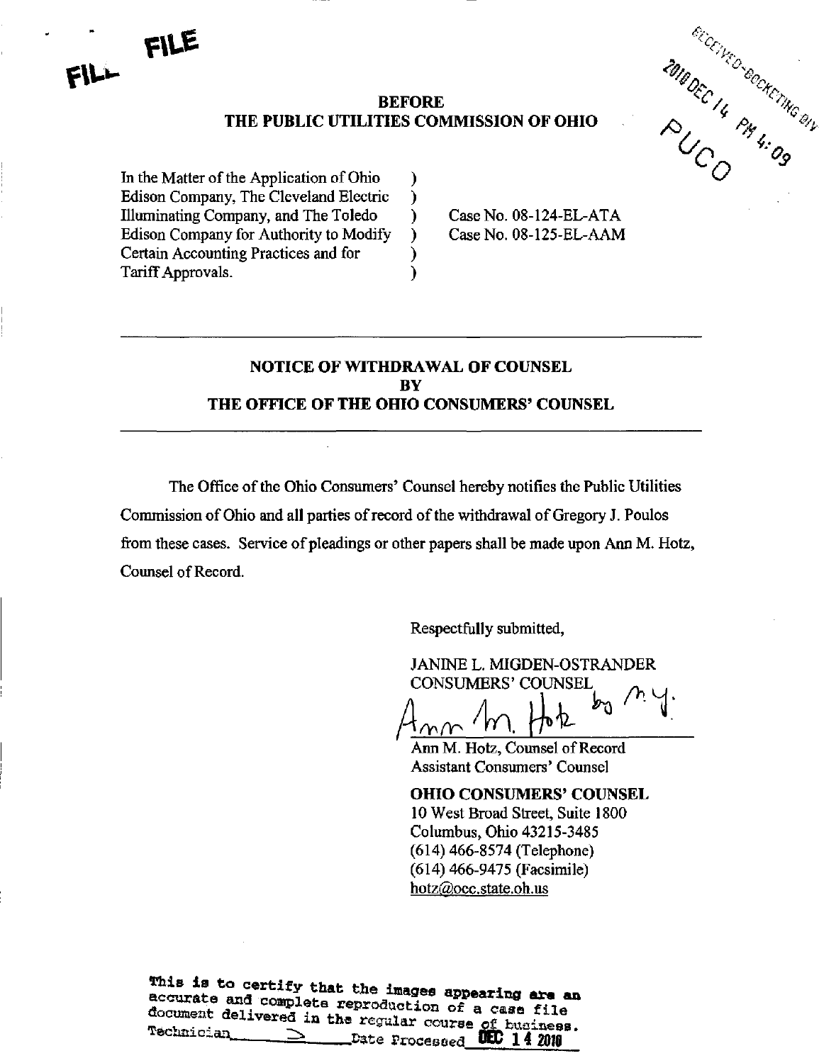FILE

## BEFORE
## THE PUBLIC UTILITIES COMMISSION OF OHIO

RECEIVED-DOCKETING DIV
2010 DEC 14 PM 4:09
PUCO

| | | |
|---|---|---|
| In the Matter of the Application of Ohio Edison Company, The Cleveland Electric Illuminating Company, and The Toledo Edison Company for Authority to Modify Certain Accounting Practices and for Tariff Approvals. | ) ) ) ) ) ) | Case No. 08-124-EL-ATA<br>Case No. 08-125-EL-AAM |

---

## NOTICE OF WITHDRAWAL OF COUNSEL BY THE OFFICE OF THE OHIO CONSUMERS' COUNSEL

---

The Office of the Ohio Consumers' Counsel hereby notifies the Public Utilities Commission of Ohio and all parties of record of the withdrawal of Gregory J. Poulos from these cases. Service of pleadings or other papers shall be made upon Ann M. Hotz, Counsel of Record.

Respectfully submitted,

JANINE L. MIGDEN-OSTRANDER
CONSUMERS' COUNSEL

Ann M. Hotz by M.Y.

Ann M. Hotz, Counsel of Record
Assistant Consumers' Counsel

**OHIO CONSUMERS' COUNSEL**
10 West Broad Street, Suite 1800
Columbus, Ohio 43215-3485
(614) 466-8574 (Telephone)
(614) 466-9475 (Facsimile)
hotz@occ.state.oh.us

This is to certify that the images appearing are an accurate and complete reproduction of a case file document delivered in the regular course of business.
Technician ___ Date Processed DEC 14 2010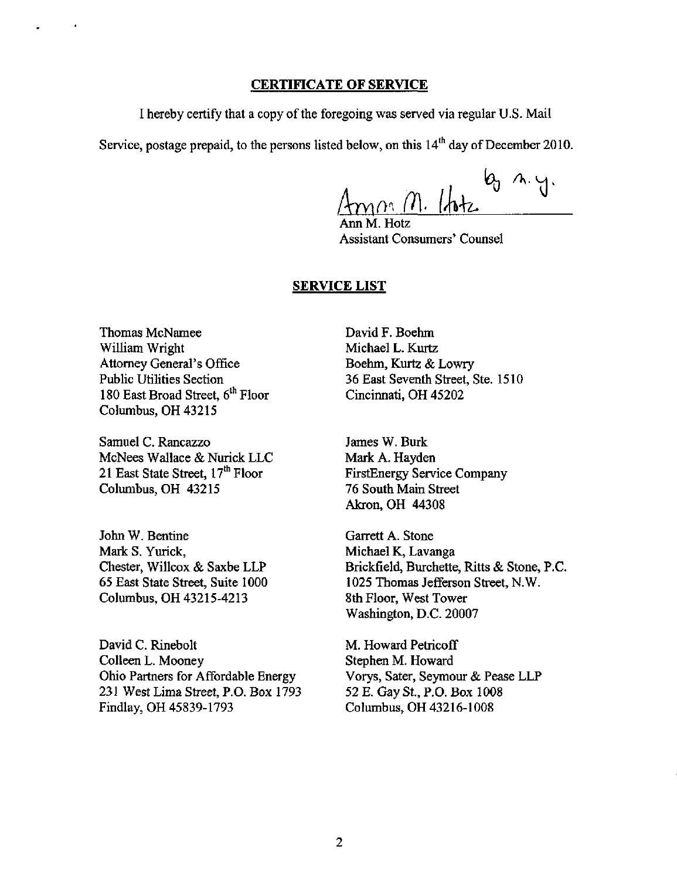## CERTIFICATE OF SERVICE

I hereby certify that a copy of the foregoing was served via regular U.S. Mail Service, postage prepaid, to the persons listed below, on this 14th day of December 2010.

/s/ Ann M. Hotz by n.y.

Ann M. Hotz
Assistant Consumers' Counsel

## SERVICE LIST

Thomas McNamee
William Wright
Attorney General's Office
Public Utilities Section
180 East Broad Street, 6th Floor
Columbus, OH 43215

David F. Boehm
Michael L. Kurtz
Boehm, Kurtz & Lowry
36 East Seventh Street, Ste. 1510
Cincinnati, OH 45202

Samuel C. Rancazzo
McNees Wallace & Nurick LLC
21 East State Street, 17th Floor
Columbus, OH 43215

James W. Burk
Mark A. Hayden
FirstEnergy Service Company
76 South Main Street
Akron, OH 44308

John W. Bentine
Mark S. Yurick,
Chester, Willcox & Saxbe LLP
65 East State Street, Suite 1000
Columbus, OH 43215-4213

Garrett A. Stone
Michael K, Lavanga
Brickfield, Burchette, Ritts & Stone, P.C.
1025 Thomas Jefferson Street, N.W.
8th Floor, West Tower
Washington, D.C. 20007

David C. Rinebolt
Colleen L. Mooney
Ohio Partners for Affordable Energy
231 West Lima Street, P.O. Box 1793
Findlay, OH 45839-1793

M. Howard Petricoff
Stephen M. Howard
Vorys, Sater, Seymour & Pease LLP
52 E. Gay St., P.O. Box 1008
Columbus, OH 43216-1008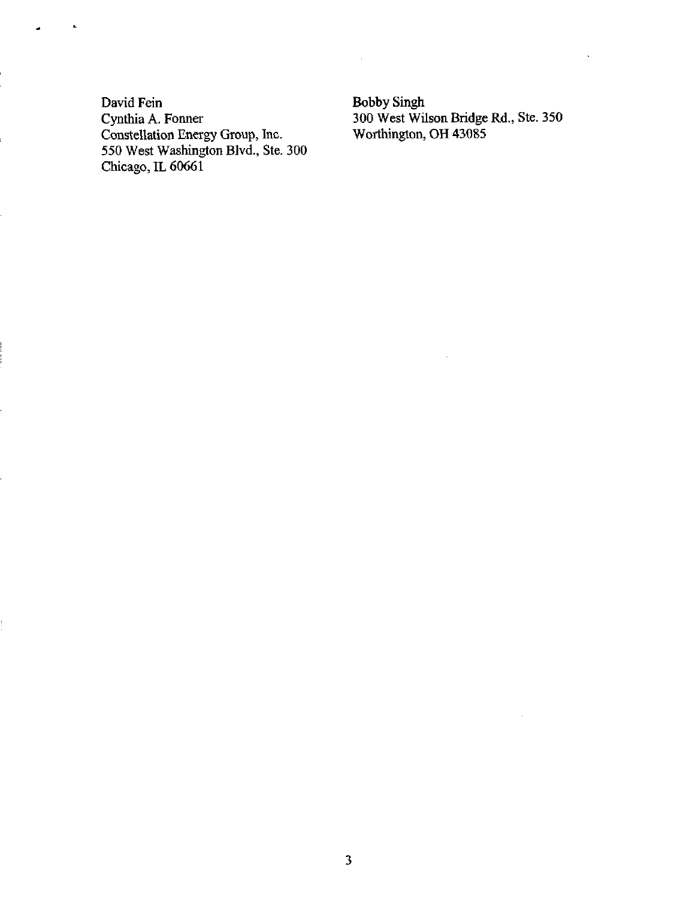David Fein
Cynthia A. Fonner
Constellation Energy Group, Inc.
550 West Washington Blvd., Ste. 300
Chicago, IL 60661

Bobby Singh
300 West Wilson Bridge Rd., Ste. 350
Worthington, OH 43085